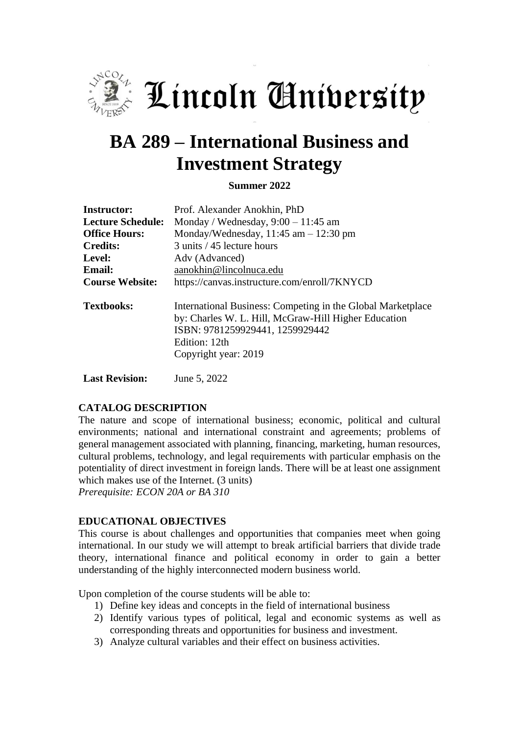Lincoln University

# BA 289 – International Business and Investment Strategy

**Summer 2022**

| | |
|---|---|
| **Instructor:** | Prof. Alexander Anokhin, PhD |
| **Lecture Schedule:** | Monday / Wednesday, 9:00 – 11:45 am |
| **Office Hours:** | Monday/Wednesday, 11:45 am – 12:30 pm |
| **Credits:** | 3 units / 45 lecture hours |
| **Level:** | Adv (Advanced) |
| **Email:** | aanokhin@lincolnuca.edu |
| **Course Website:** | https://canvas.instructure.com/enroll/7KNYCD |
| **Textbooks:** | International Business: Competing in the Global Marketplace by: Charles W. L. Hill, McGraw-Hill Higher Education ISBN: 9781259929441, 1259929442 Edition: 12th Copyright year: 2019 |
| **Last Revision:** | June 5, 2022 |

## CATALOG DESCRIPTION

The nature and scope of international business; economic, political and cultural environments; national and international constraint and agreements; problems of general management associated with planning, financing, marketing, human resources, cultural problems, technology, and legal requirements with particular emphasis on the potentiality of direct investment in foreign lands. There will be at least one assignment which makes use of the Internet. (3 units)

*Prerequisite: ECON 20A or BA 310*

## EDUCATIONAL OBJECTIVES

This course is about challenges and opportunities that companies meet when going international. In our study we will attempt to break artificial barriers that divide trade theory, international finance and political economy in order to gain a better understanding of the highly interconnected modern business world.

Upon completion of the course students will be able to:

1) Define key ideas and concepts in the field of international business
2) Identify various types of political, legal and economic systems as well as corresponding threats and opportunities for business and investment.
3) Analyze cultural variables and their effect on business activities.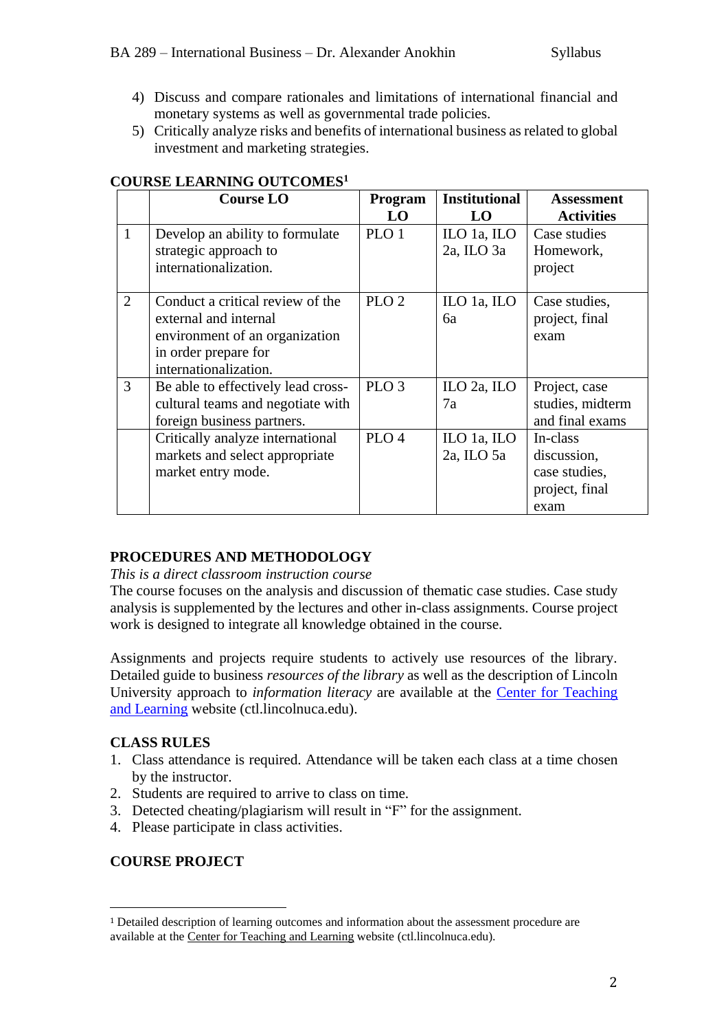4) Discuss and compare rationales and limitations of international financial and monetary systems as well as governmental trade policies.
5) Critically analyze risks and benefits of international business as related to global investment and marketing strategies.

**COURSE LEARNING OUTCOMES[1]**

| | Course LO | Program LO | Institutional LO | Assessment Activities |
|---|---|---|---|---|
| 1 | Develop an ability to formulate strategic approach to internationalization. | PLO 1 | ILO 1a, ILO 2a, ILO 3a | Case studies Homework, project |
| 2 | Conduct a critical review of the external and internal environment of an organization in order prepare for internationalization. | PLO 2 | ILO 1a, ILO 6a | Case studies, project, final exam |
| 3 | Be able to effectively lead cross-cultural teams and negotiate with foreign business partners. | PLO 3 | ILO 2a, ILO 7a | Project, case studies, midterm and final exams |
| | Critically analyze international markets and select appropriate market entry mode. | PLO 4 | ILO 1a, ILO 2a, ILO 5a | In-class discussion, case studies, project, final exam |

**PROCEDURES AND METHODOLOGY**

*This is a direct classroom instruction course*

The course focuses on the analysis and discussion of thematic case studies. Case study analysis is supplemented by the lectures and other in-class assignments. Course project work is designed to integrate all knowledge obtained in the course.

Assignments and projects require students to actively use resources of the library. Detailed guide to business *resources of the library* as well as the description of Lincoln University approach to *information literacy* are available at the Center for Teaching and Learning website (ctl.lincolnuca.edu).

**CLASS RULES**

1. Class attendance is required. Attendance will be taken each class at a time chosen by the instructor.
2. Students are required to arrive to class on time.
3. Detected cheating/plagiarism will result in "F" for the assignment.
4. Please participate in class activities.

**COURSE PROJECT**

[1] Detailed description of learning outcomes and information about the assessment procedure are available at the Center for Teaching and Learning website (ctl.lincolnuca.edu).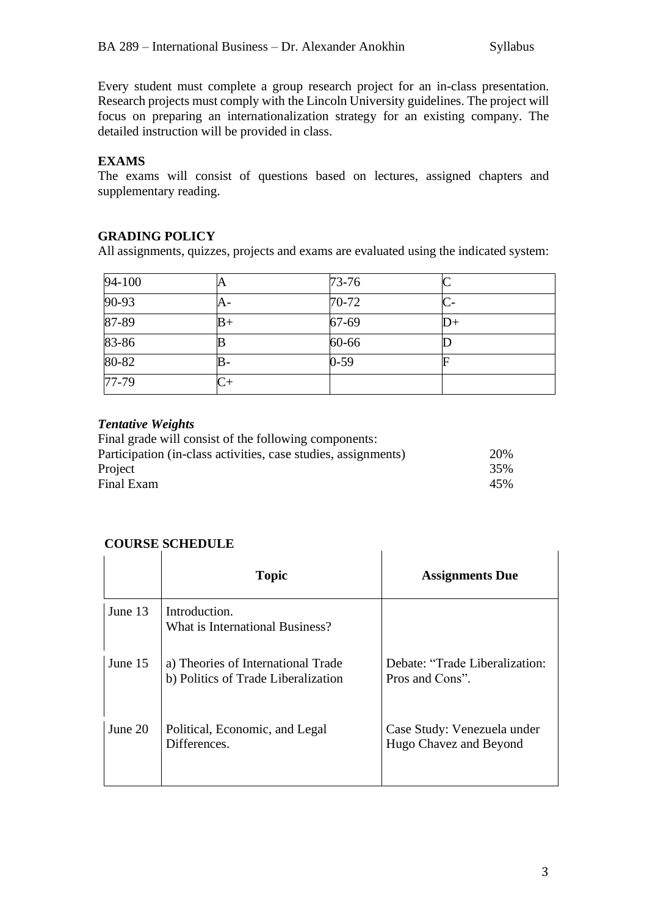Every student must complete a group research project for an in-class presentation. Research projects must comply with the Lincoln University guidelines. The project will focus on preparing an internationalization strategy for an existing company. The detailed instruction will be provided in class.

## EXAMS

The exams will consist of questions based on lectures, assigned chapters and supplementary reading.

## GRADING POLICY

All assignments, quizzes, projects and exams are evaluated using the indicated system:

| 94-100 | A | 73-76 | C |
|---|---|---|---|
| 90-93 | A- | 70-72 | C- |
| 87-89 | B+ | 67-69 | D+ |
| 83-86 | B | 60-66 | D |
| 80-82 | B- | 0-59 | F |
| 77-79 | C+ | | |

### *Tentative Weights*

Final grade will consist of the following components:

| | |
|---|---|
| Participation (in-class activities, case studies, assignments) | 20% |
| Project | 35% |
| Final Exam | 45% |

## COURSE SCHEDULE

| | Topic | Assignments Due |
|---|---|---|
| June 13 | Introduction. What is International Business? | |
| June 15 | a) Theories of International Trade<br>b) Politics of Trade Liberalization | Debate: "Trade Liberalization: Pros and Cons". |
| June 20 | Political, Economic, and Legal Differences. | Case Study: Venezuela under Hugo Chavez and Beyond |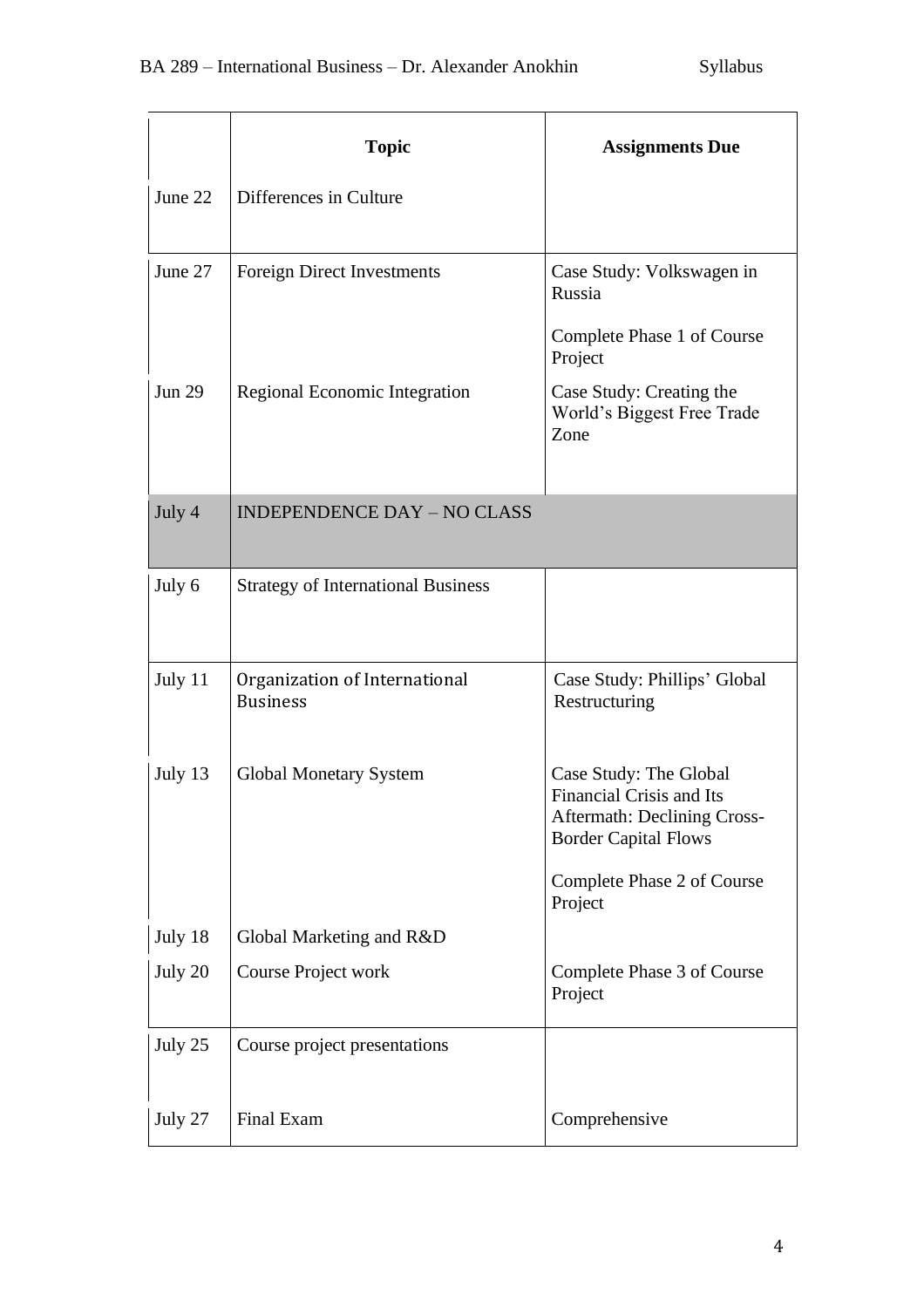| | Topic | Assignments Due |
|---|---|---|
| June 22 | Differences in Culture | |
| June 27 | Foreign Direct Investments | Case Study: Volkswagen in Russia<br><br>Complete Phase 1 of Course Project |
| Jun 29 | Regional Economic Integration | Case Study: Creating the World's Biggest Free Trade Zone |
| July 4 | INDEPENDENCE DAY – NO CLASS | |
| July 6 | Strategy of International Business | |
| July 11 | Organization of International Business | Case Study: Phillips' Global Restructuring |
| July 13 | Global Monetary System | Case Study: The Global Financial Crisis and Its Aftermath: Declining Cross-Border Capital Flows<br><br>Complete Phase 2 of Course Project |
| July 18 | Global Marketing and R&D | |
| July 20 | Course Project work | Complete Phase 3 of Course Project |
| July 25 | Course project presentations | |
| July 27 | Final Exam | Comprehensive |